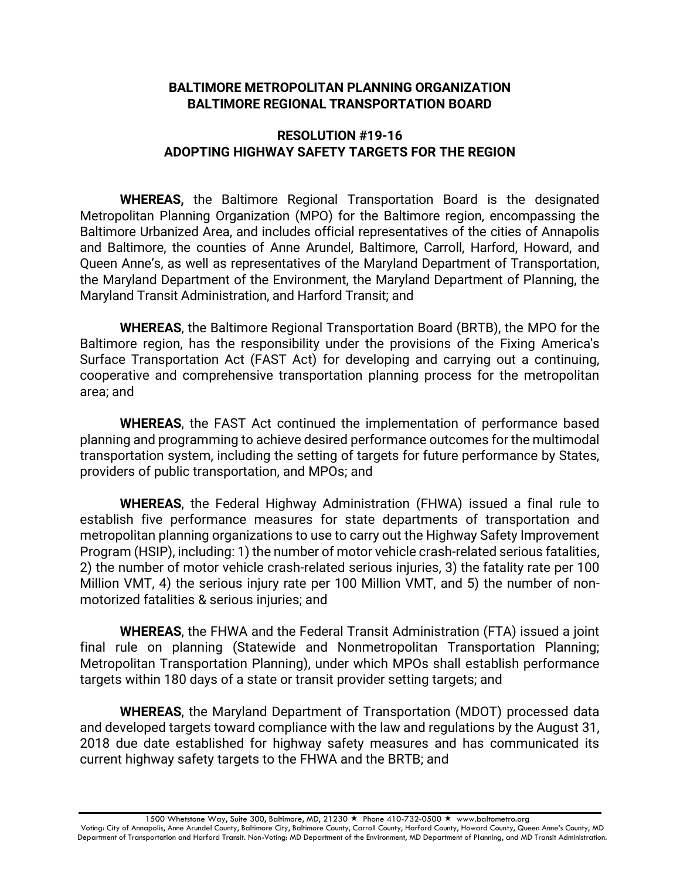**BALTIMORE METROPOLITAN PLANNING ORGANIZATION**
**BALTIMORE REGIONAL TRANSPORTATION BOARD**

**RESOLUTION #19-16**
**ADOPTING HIGHWAY SAFETY TARGETS FOR THE REGION**

**WHEREAS,** the Baltimore Regional Transportation Board is the designated Metropolitan Planning Organization (MPO) for the Baltimore region, encompassing the Baltimore Urbanized Area, and includes official representatives of the cities of Annapolis and Baltimore, the counties of Anne Arundel, Baltimore, Carroll, Harford, Howard, and Queen Anne's, as well as representatives of the Maryland Department of Transportation, the Maryland Department of the Environment, the Maryland Department of Planning, the Maryland Transit Administration, and Harford Transit; and

**WHEREAS**, the Baltimore Regional Transportation Board (BRTB), the MPO for the Baltimore region, has the responsibility under the provisions of the Fixing America's Surface Transportation Act (FAST Act) for developing and carrying out a continuing, cooperative and comprehensive transportation planning process for the metropolitan area; and

**WHEREAS**, the FAST Act continued the implementation of performance based planning and programming to achieve desired performance outcomes for the multimodal transportation system, including the setting of targets for future performance by States, providers of public transportation, and MPOs; and

**WHEREAS**, the Federal Highway Administration (FHWA) issued a final rule to establish five performance measures for state departments of transportation and metropolitan planning organizations to use to carry out the Highway Safety Improvement Program (HSIP), including: 1) the number of motor vehicle crash-related serious fatalities, 2) the number of motor vehicle crash-related serious injuries, 3) the fatality rate per 100 Million VMT, 4) the serious injury rate per 100 Million VMT, and 5) the number of non-motorized fatalities & serious injuries; and

**WHEREAS**, the FHWA and the Federal Transit Administration (FTA) issued a joint final rule on planning (Statewide and Nonmetropolitan Transportation Planning; Metropolitan Transportation Planning), under which MPOs shall establish performance targets within 180 days of a state or transit provider setting targets; and

**WHEREAS**, the Maryland Department of Transportation (MDOT) processed data and developed targets toward compliance with the law and regulations by the August 31, 2018 due date established for highway safety measures and has communicated its current highway safety targets to the FHWA and the BRTB; and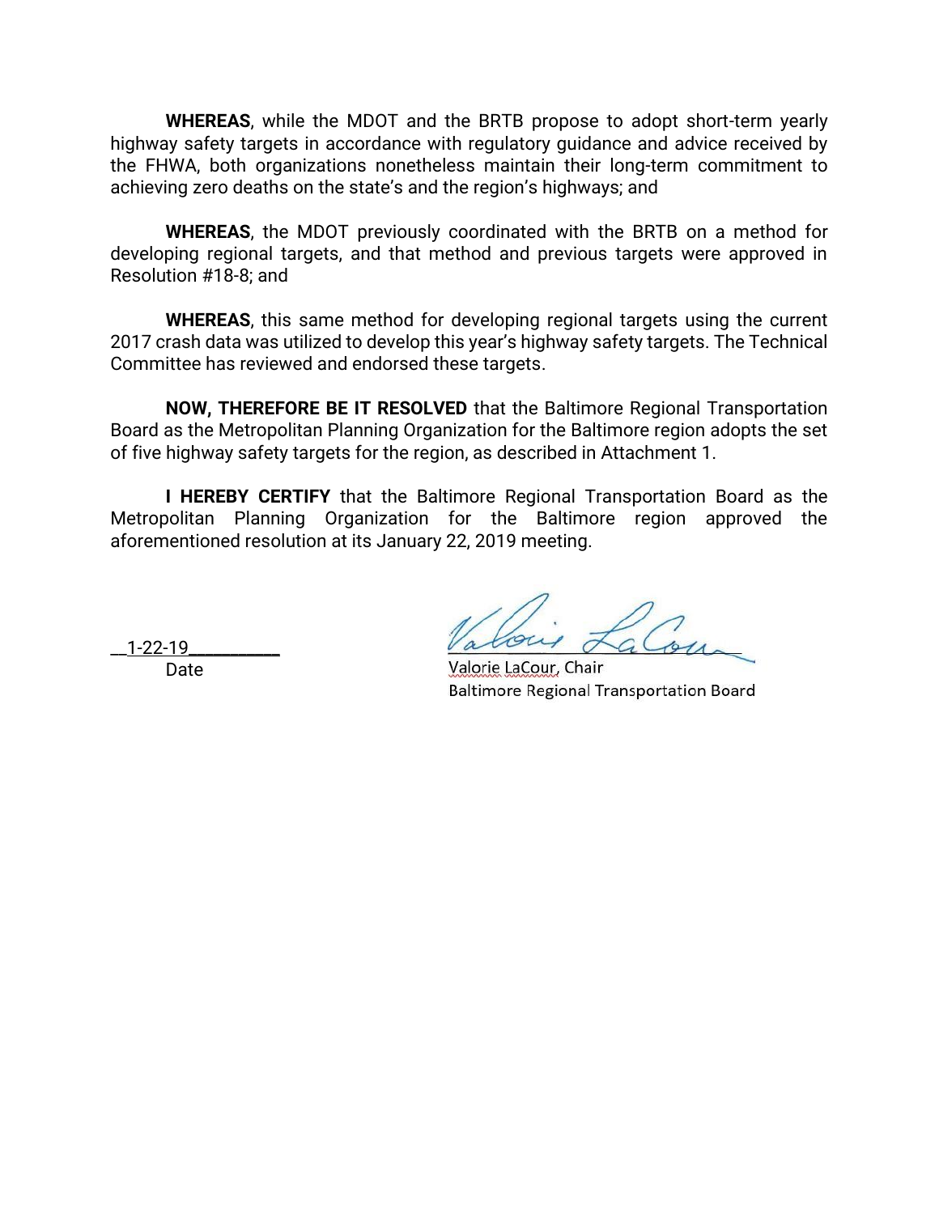**WHEREAS**, while the MDOT and the BRTB propose to adopt short-term yearly highway safety targets in accordance with regulatory guidance and advice received by the FHWA, both organizations nonetheless maintain their long-term commitment to achieving zero deaths on the state's and the region's highways; and

**WHEREAS**, the MDOT previously coordinated with the BRTB on a method for developing regional targets, and that method and previous targets were approved in Resolution #18-8; and

**WHEREAS**, this same method for developing regional targets using the current 2017 crash data was utilized to develop this year's highway safety targets. The Technical Committee has reviewed and endorsed these targets.

**NOW, THEREFORE BE IT RESOLVED** that the Baltimore Regional Transportation Board as the Metropolitan Planning Organization for the Baltimore region adopts the set of five highway safety targets for the region, as described in Attachment 1.

**I HEREBY CERTIFY** that the Baltimore Regional Transportation Board as the Metropolitan Planning Organization for the Baltimore region approved the aforementioned resolution at its January 22, 2019 meeting.

__1-22-19__________
Date

Valorie LaCour, Chair
Baltimore Regional Transportation Board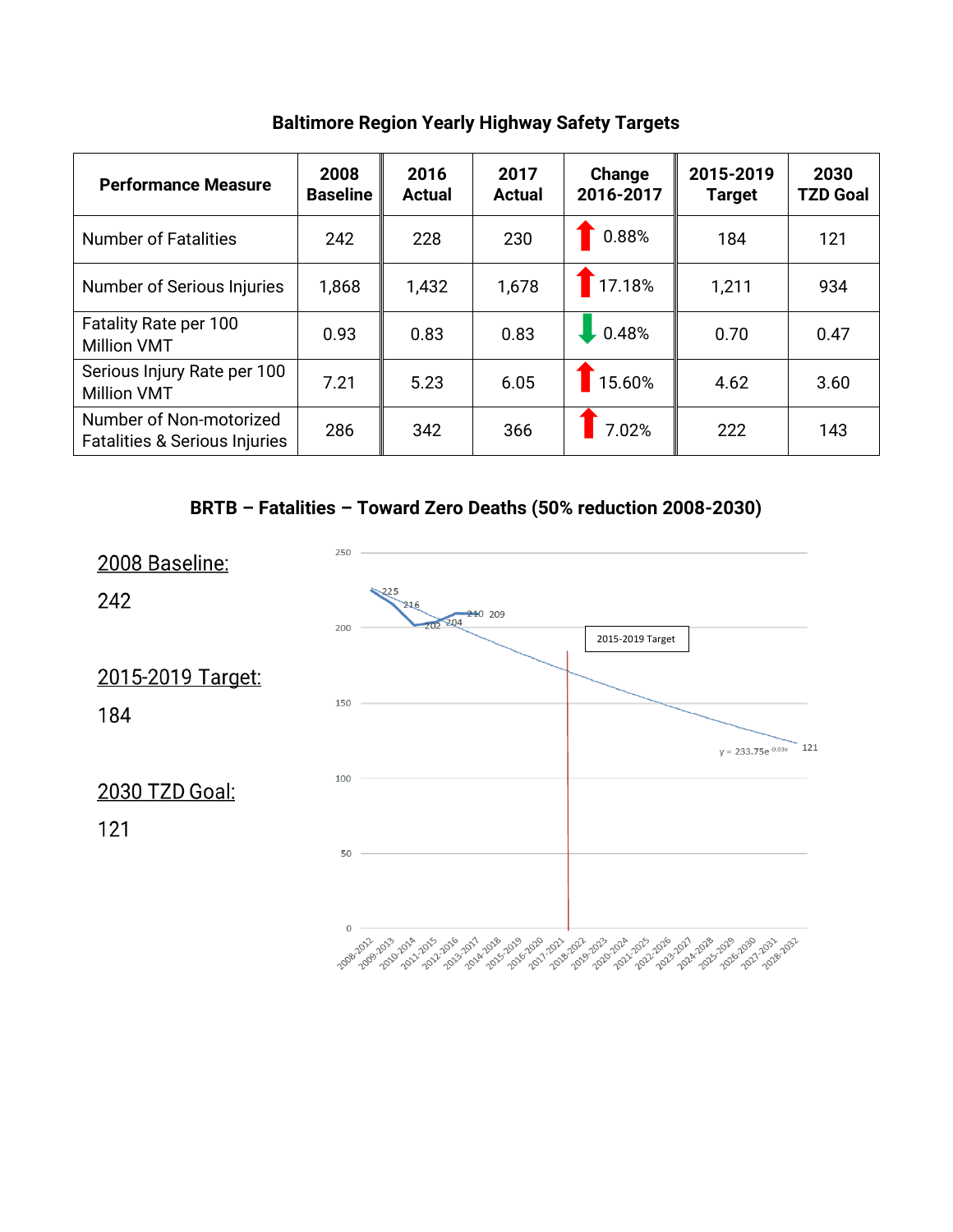## Baltimore Region Yearly Highway Safety Targets

| Performance Measure | 2008 Baseline | 2016 Actual | 2017 Actual | Change 2016-2017 | 2015-2019 Target | 2030 TZD Goal |
|---|---|---|---|---|---|---|
| Number of Fatalities | 242 | 228 | 230 | ↑ 0.88% | 184 | 121 |
| Number of Serious Injuries | 1,868 | 1,432 | 1,678 | ↑ 17.18% | 1,211 | 934 |
| Fatality Rate per 100 Million VMT | 0.93 | 0.83 | 0.83 | ↓ 0.48% | 0.70 | 0.47 |
| Serious Injury Rate per 100 Million VMT | 7.21 | 5.23 | 6.05 | ↑ 15.60% | 4.62 | 3.60 |
| Number of Non-motorized Fatalities & Serious Injuries | 286 | 342 | 366 | ↑ 7.02% | 222 | 143 |

## BRTB – Fatalities – Toward Zero Deaths (50% reduction 2008-2030)

2008 Baseline:

242

2015-2019 Target:

184

2030 TZD Goal:

121

Chart data points (5-year periods): 2008-2012: 225; 2009-2013: 216; 2010-2014: 202; 2011-2015: 204; 2012-2016: 210; 2013-2017: 209. Trend line: $y = 233.75e^{-0.03x}$, ending at 121 (2028-2032). Marker: 2015-2019 Target.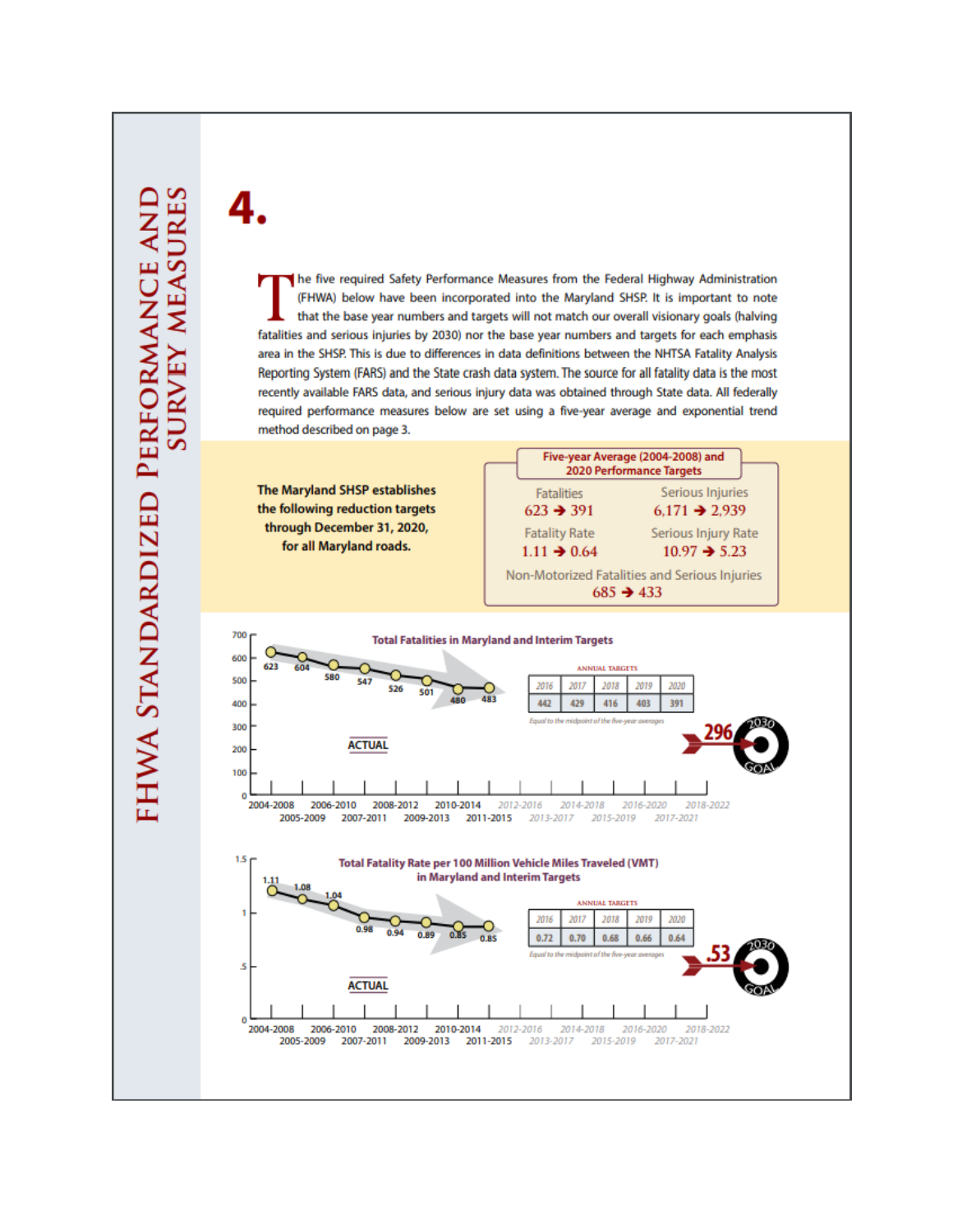# FHWA STANDARDIZED PERFORMANCE AND SURVEY MEASURES

# 4.

The five required Safety Performance Measures from the Federal Highway Administration (FHWA) below have been incorporated into the Maryland SHSP. It is important to note that the base year numbers and targets will not match our overall visionary goals (halving fatalities and serious injuries by 2030) nor the base year numbers and targets for each emphasis area in the SHSP. This is due to differences in data definitions between the NHTSA Fatality Analysis Reporting System (FARS) and the State crash data system. The source for all fatality data is the most recently available FARS data, and serious injury data was obtained through State data. All federally required performance measures below are set using a five-year average and exponential trend method described on page 3.

**The Maryland SHSP establishes the following reduction targets through December 31, 2020, for all Maryland roads.**

**Five-year Average (2004-2008) and 2020 Performance Targets**

| Measure | Five-year Average (2004-2008) | 2020 Target |
|---|---|---|
| Fatalities | 623 | 391 |
| Serious Injuries | 6,171 | 2,939 |
| Fatality Rate | 1.11 | 0.64 |
| Serious Injury Rate | 10.97 | 5.23 |
| Non-Motorized Fatalities and Serious Injuries | 685 | 433 |

## Total Fatalities in Maryland and Interim Targets

ACTUAL

| 2004-2008 | 2005-2009 | 2006-2010 | 2007-2011 | 2008-2012 | 2009-2013 | 2010-2014 | 2011-2015 |
|---|---|---|---|---|---|---|---|
| 623 | 604 | 580 | 547 | 526 | 501 | 480 | 483 |

ANNUAL TARGETS

| 2016 | 2017 | 2018 | 2019 | 2020 |
|---|---|---|---|---|
| 442 | 429 | 416 | 403 | 391 |

*Equal to the midpoint of the five-year averages*

2030 GOAL: 296

## Total Fatality Rate per 100 Million Vehicle Miles Traveled (VMT) in Maryland and Interim Targets

ACTUAL

| 2004-2008 | 2005-2009 | 2006-2010 | 2007-2011 | 2008-2012 | 2009-2013 | 2010-2014 | 2011-2015 |
|---|---|---|---|---|---|---|---|
| 1.11 | 1.08 | 1.04 | 0.98 | 0.94 | 0.89 | 0.85 | 0.85 |

ANNUAL TARGETS

| 2016 | 2017 | 2018 | 2019 | 2020 |
|---|---|---|---|---|
| 0.72 | 0.70 | 0.68 | 0.66 | 0.64 |

*Equal to the midpoint of the five-year averages*

2030 GOAL: .53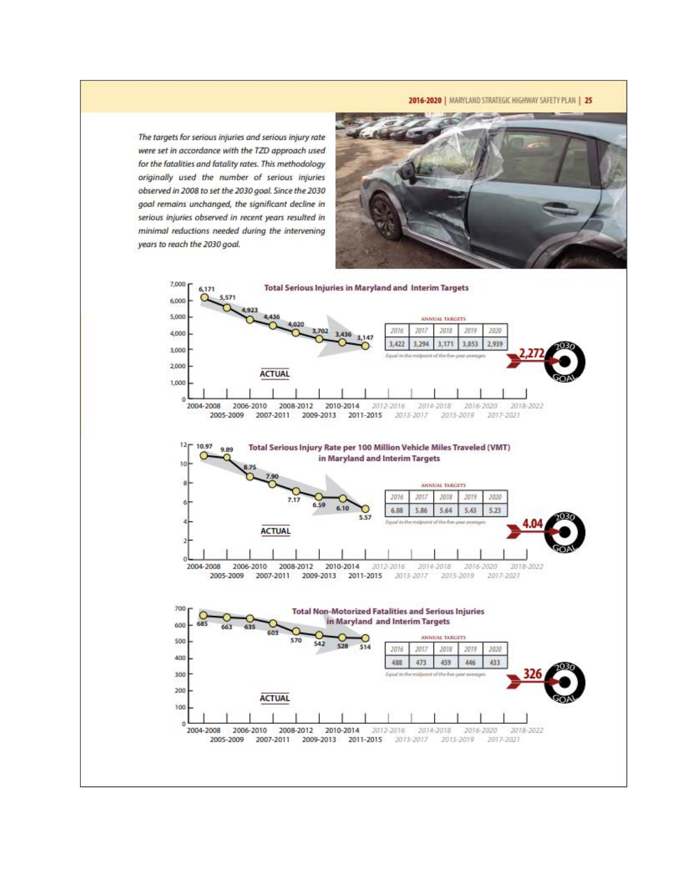*The targets for serious injuries and serious injury rate were set in accordance with the TZD approach used for the fatalities and fatality rates. This methodology originally used the number of serious injuries observed in 2008 to set the 2030 goal. Since the 2030 goal remains unchanged, the significant decline in serious injuries observed in recent years resulted in minimal reductions needed during the intervening years to reach the 2030 goal.*

**Total Serious Injuries in Maryland and Interim Targets**

6,171 5,571 4,923 4,436 4,020 3,702 3,436 3,147

ACTUAL

ANNUAL TARGETS

| 2016 | 2017 | 2018 | 2019 | 2020 |
|---|---|---|---|---|
| 3,422 | 3,294 | 3,171 | 3,053 | 2,939 |

Equal to the midpoint of the five-year averages

2,272 2030 GOAL

2004-2008 2005-2009 2006-2010 2007-2011 2008-2012 2009-2013 2010-2014 2011-2015 2012-2016 2013-2017 2014-2018 2015-2019 2016-2020 2017-2021 2018-2022

**Total Serious Injury Rate per 100 Million Vehicle Miles Traveled (VMT) in Maryland and Interim Targets**

10.97 9.89 8.75 7.90 7.17 6.59 6.10 5.57

ACTUAL

ANNUAL TARGETS

| 2016 | 2017 | 2018 | 2019 | 2020 |
|---|---|---|---|---|
| 6.08 | 5.86 | 5.64 | 5.43 | 5.23 |

Equal to the midpoint of the five-year averages

4.04 2030 GOAL

2004-2008 2005-2009 2006-2010 2007-2011 2008-2012 2009-2013 2010-2014 2011-2015 2012-2016 2013-2017 2014-2018 2015-2019 2016-2020 2017-2021 2018-2022

**Total Non-Motorized Fatalities and Serious Injuries in Maryland and Interim Targets**

685 663 635 603 570 542 528 514

ACTUAL

ANNUAL TARGETS

| 2016 | 2017 | 2018 | 2019 | 2020 |
|---|---|---|---|---|
| 488 | 473 | 459 | 446 | 433 |

Equal to the midpoint of the five-year averages

326 2030 GOAL

2004-2008 2005-2009 2006-2010 2007-2011 2008-2012 2009-2013 2010-2014 2011-2015 2012-2016 2013-2017 2014-2018 2015-2019 2016-2020 2017-2021 2018-2022